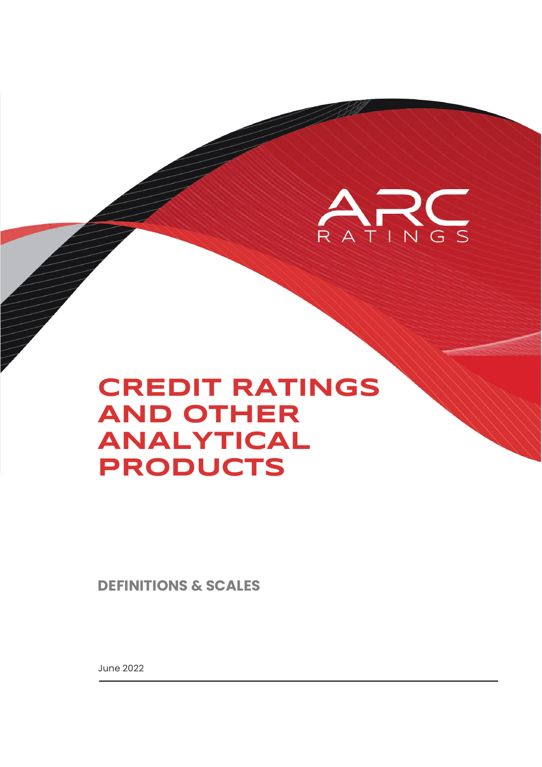ARC RATINGS

# CREDIT RATINGS AND OTHER ANALYTICAL PRODUCTS

## DEFINITIONS & SCALES

June 2022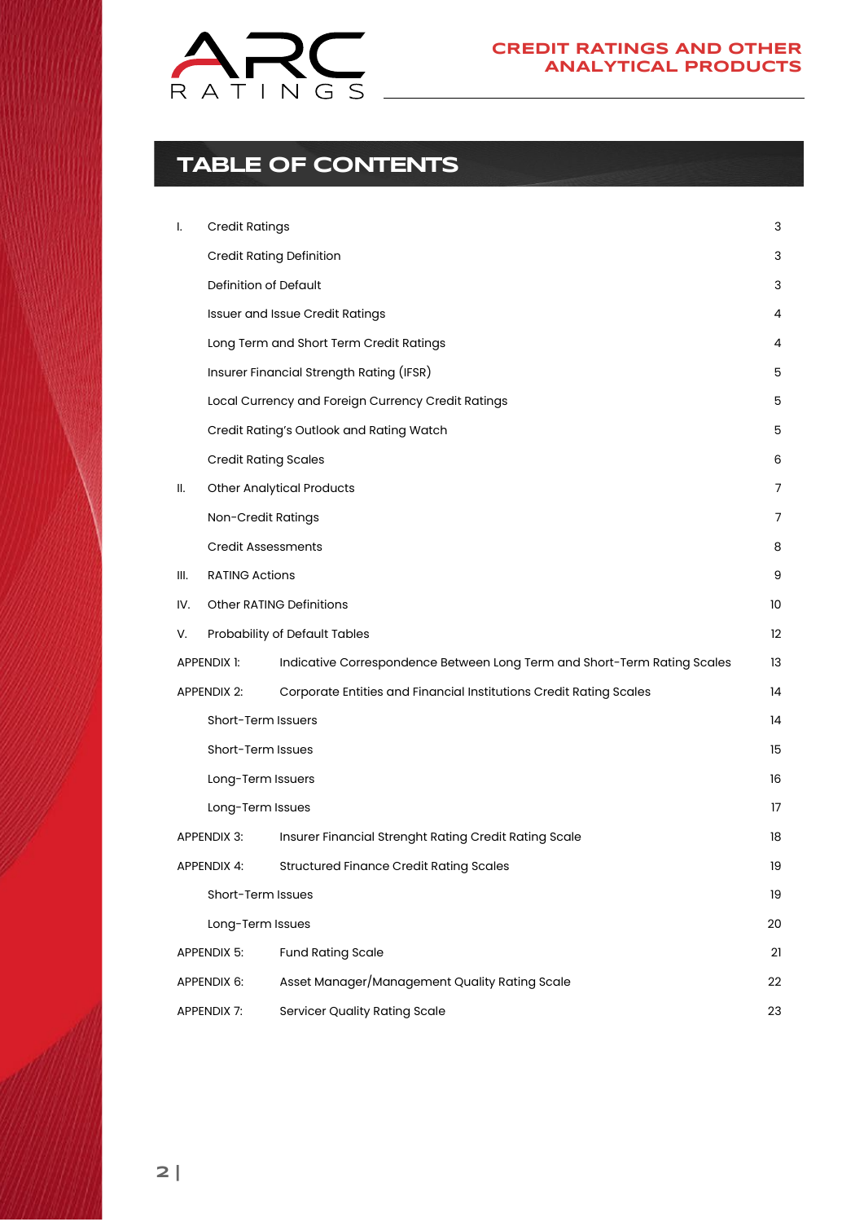# TABLE OF CONTENTS

| | | |
|---|---|---|
| I. | Credit Ratings | 3 |
| | Credit Rating Definition | 3 |
| | Definition of Default | 3 |
| | Issuer and Issue Credit Ratings | 4 |
| | Long Term and Short Term Credit Ratings | 4 |
| | Insurer Financial Strength Rating (IFSR) | 5 |
| | Local Currency and Foreign Currency Credit Ratings | 5 |
| | Credit Rating's Outlook and Rating Watch | 5 |
| | Credit Rating Scales | 6 |
| II. | Other Analytical Products | 7 |
| | Non-Credit Ratings | 7 |
| | Credit Assessments | 8 |
| III. | RATING Actions | 9 |
| IV. | Other RATING Definitions | 10 |
| V. | Probability of Default Tables | 12 |
| APPENDIX 1: | Indicative Correspondence Between Long Term and Short-Term Rating Scales | 13 |
| APPENDIX 2: | Corporate Entities and Financial Institutions Credit Rating Scales | 14 |
| | Short-Term Issuers | 14 |
| | Short-Term Issues | 15 |
| | Long-Term Issuers | 16 |
| | Long-Term Issues | 17 |
| APPENDIX 3: | Insurer Financial Strenght Rating Credit Rating Scale | 18 |
| APPENDIX 4: | Structured Finance Credit Rating Scales | 19 |
| | Short-Term Issues | 19 |
| | Long-Term Issues | 20 |
| APPENDIX 5: | Fund Rating Scale | 21 |
| APPENDIX 6: | Asset Manager/Management Quality Rating Scale | 22 |
| APPENDIX 7: | Servicer Quality Rating Scale | 23 |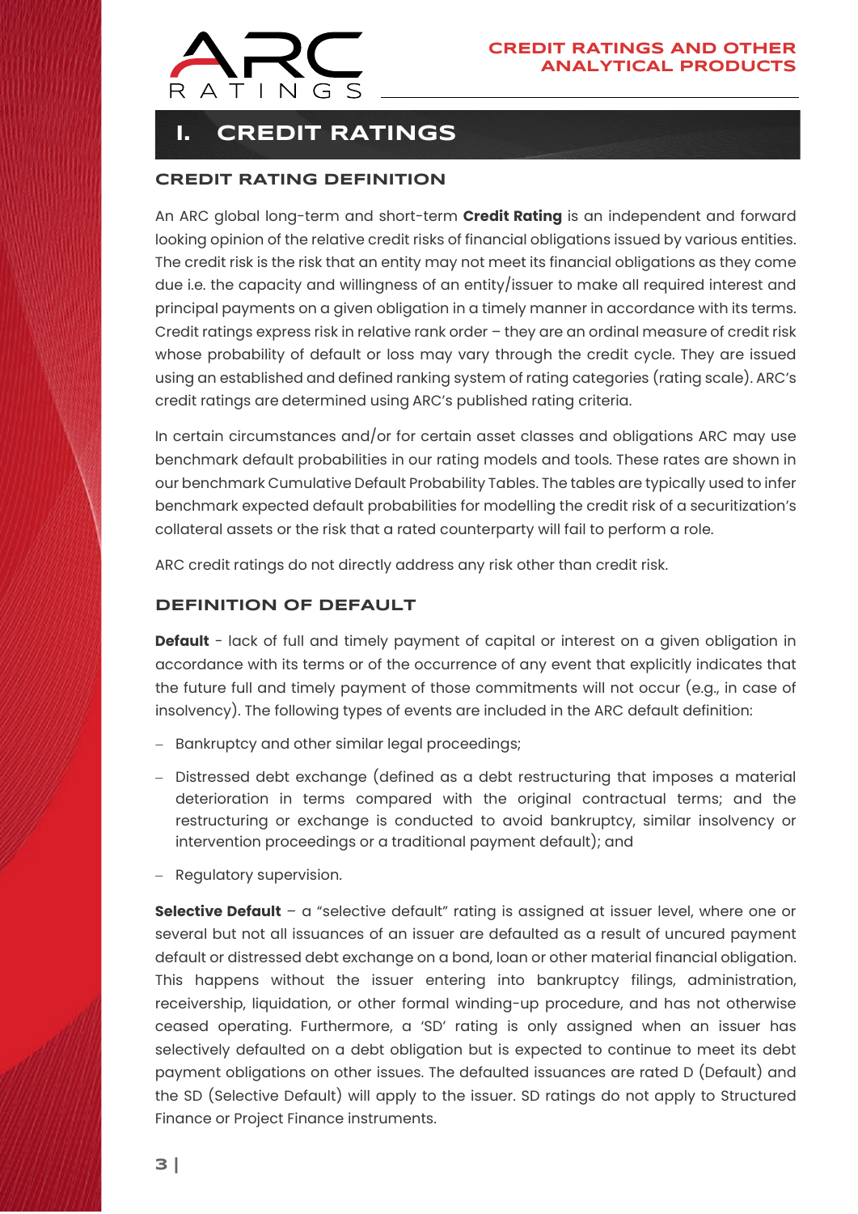# I. CREDIT RATINGS

## CREDIT RATING DEFINITION

An ARC global long-term and short-term **Credit Rating** is an independent and forward looking opinion of the relative credit risks of financial obligations issued by various entities. The credit risk is the risk that an entity may not meet its financial obligations as they come due i.e. the capacity and willingness of an entity/issuer to make all required interest and principal payments on a given obligation in a timely manner in accordance with its terms. Credit ratings express risk in relative rank order – they are an ordinal measure of credit risk whose probability of default or loss may vary through the credit cycle. They are issued using an established and defined ranking system of rating categories (rating scale). ARC's credit ratings are determined using ARC's published rating criteria.

In certain circumstances and/or for certain asset classes and obligations ARC may use benchmark default probabilities in our rating models and tools. These rates are shown in our benchmark Cumulative Default Probability Tables. The tables are typically used to infer benchmark expected default probabilities for modelling the credit risk of a securitization's collateral assets or the risk that a rated counterparty will fail to perform a role.

ARC credit ratings do not directly address any risk other than credit risk.

## DEFINITION OF DEFAULT

**Default** - lack of full and timely payment of capital or interest on a given obligation in accordance with its terms or of the occurrence of any event that explicitly indicates that the future full and timely payment of those commitments will not occur (e.g., in case of insolvency). The following types of events are included in the ARC default definition:

- Bankruptcy and other similar legal proceedings;
- Distressed debt exchange (defined as a debt restructuring that imposes a material deterioration in terms compared with the original contractual terms; and the restructuring or exchange is conducted to avoid bankruptcy, similar insolvency or intervention proceedings or a traditional payment default); and
- Regulatory supervision.

**Selective Default** – a "selective default" rating is assigned at issuer level, where one or several but not all issuances of an issuer are defaulted as a result of uncured payment default or distressed debt exchange on a bond, loan or other material financial obligation. This happens without the issuer entering into bankruptcy filings, administration, receivership, liquidation, or other formal winding-up procedure, and has not otherwise ceased operating. Furthermore, a 'SD' rating is only assigned when an issuer has selectively defaulted on a debt obligation but is expected to continue to meet its debt payment obligations on other issues. The defaulted issuances are rated D (Default) and the SD (Selective Default) will apply to the issuer. SD ratings do not apply to Structured Finance or Project Finance instruments.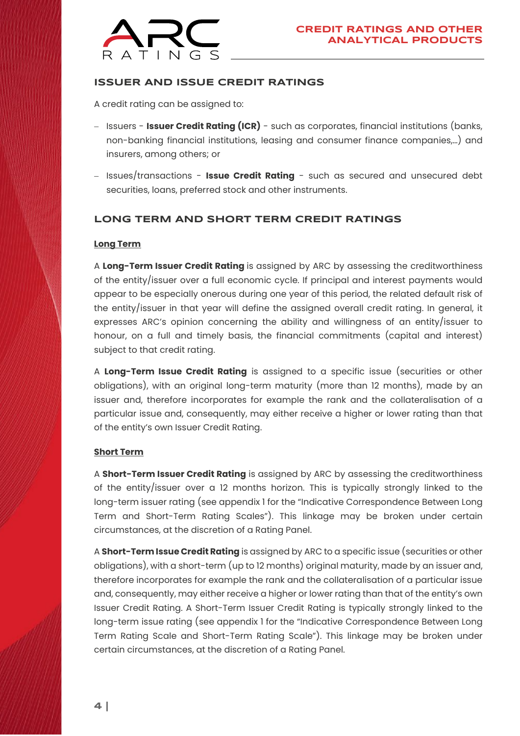## ISSUER AND ISSUE CREDIT RATINGS

A credit rating can be assigned to:

- Issuers - **Issuer Credit Rating (ICR)** - such as corporates, financial institutions (banks, non-banking financial institutions, leasing and consumer finance companies,…) and insurers, among others; or
- Issues/transactions - **Issue Credit Rating** - such as secured and unsecured debt securities, loans, preferred stock and other instruments.

## LONG TERM AND SHORT TERM CREDIT RATINGS

### Long Term

A **Long-Term Issuer Credit Rating** is assigned by ARC by assessing the creditworthiness of the entity/issuer over a full economic cycle. If principal and interest payments would appear to be especially onerous during one year of this period, the related default risk of the entity/issuer in that year will define the assigned overall credit rating. In general, it expresses ARC's opinion concerning the ability and willingness of an entity/issuer to honour, on a full and timely basis, the financial commitments (capital and interest) subject to that credit rating.

A **Long-Term Issue Credit Rating** is assigned to a specific issue (securities or other obligations), with an original long-term maturity (more than 12 months), made by an issuer and, therefore incorporates for example the rank and the collateralisation of a particular issue and, consequently, may either receive a higher or lower rating than that of the entity's own Issuer Credit Rating.

### Short Term

A **Short-Term Issuer Credit Rating** is assigned by ARC by assessing the creditworthiness of the entity/issuer over a 12 months horizon. This is typically strongly linked to the long-term issuer rating (see appendix 1 for the "Indicative Correspondence Between Long Term and Short-Term Rating Scales"). This linkage may be broken under certain circumstances, at the discretion of a Rating Panel.

A **Short-Term Issue Credit Rating** is assigned by ARC to a specific issue (securities or other obligations), with a short-term (up to 12 months) original maturity, made by an issuer and, therefore incorporates for example the rank and the collateralisation of a particular issue and, consequently, may either receive a higher or lower rating than that of the entity's own Issuer Credit Rating. A Short-Term Issuer Credit Rating is typically strongly linked to the long-term issue rating (see appendix 1 for the "Indicative Correspondence Between Long Term Rating Scale and Short-Term Rating Scale"). This linkage may be broken under certain circumstances, at the discretion of a Rating Panel.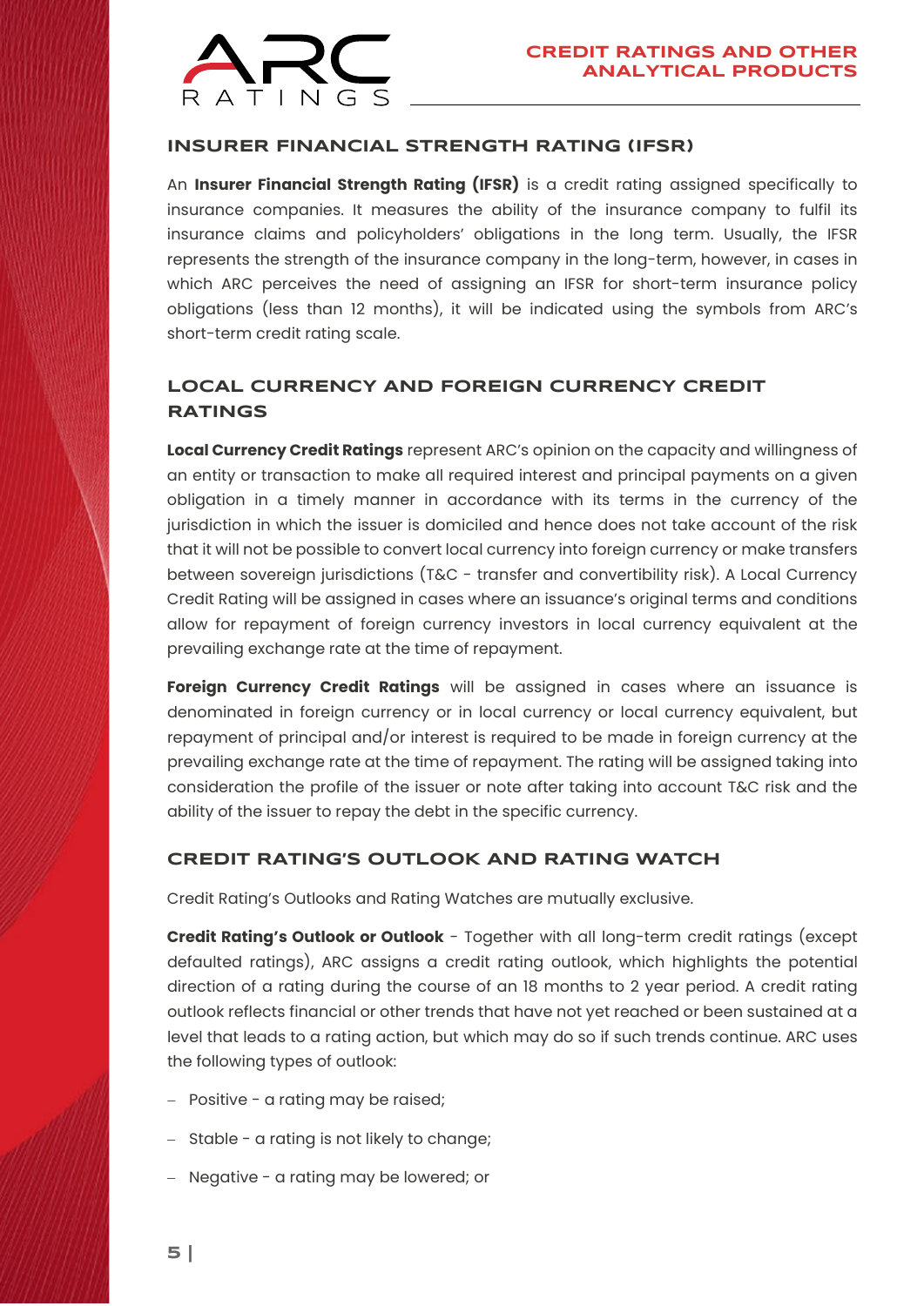## INSURER FINANCIAL STRENGTH RATING (IFSR)

An **Insurer Financial Strength Rating (IFSR)** is a credit rating assigned specifically to insurance companies. It measures the ability of the insurance company to fulfil its insurance claims and policyholders' obligations in the long term. Usually, the IFSR represents the strength of the insurance company in the long-term, however, in cases in which ARC perceives the need of assigning an IFSR for short-term insurance policy obligations (less than 12 months), it will be indicated using the symbols from ARC's short-term credit rating scale.

## LOCAL CURRENCY AND FOREIGN CURRENCY CREDIT RATINGS

**Local Currency Credit Ratings** represent ARC's opinion on the capacity and willingness of an entity or transaction to make all required interest and principal payments on a given obligation in a timely manner in accordance with its terms in the currency of the jurisdiction in which the issuer is domiciled and hence does not take account of the risk that it will not be possible to convert local currency into foreign currency or make transfers between sovereign jurisdictions (T&C - transfer and convertibility risk). A Local Currency Credit Rating will be assigned in cases where an issuance's original terms and conditions allow for repayment of foreign currency investors in local currency equivalent at the prevailing exchange rate at the time of repayment.

**Foreign Currency Credit Ratings** will be assigned in cases where an issuance is denominated in foreign currency or in local currency or local currency equivalent, but repayment of principal and/or interest is required to be made in foreign currency at the prevailing exchange rate at the time of repayment. The rating will be assigned taking into consideration the profile of the issuer or note after taking into account T&C risk and the ability of the issuer to repay the debt in the specific currency.

## CREDIT RATING'S OUTLOOK AND RATING WATCH

Credit Rating's Outlooks and Rating Watches are mutually exclusive.

**Credit Rating's Outlook or Outlook** - Together with all long-term credit ratings (except defaulted ratings), ARC assigns a credit rating outlook, which highlights the potential direction of a rating during the course of an 18 months to 2 year period. A credit rating outlook reflects financial or other trends that have not yet reached or been sustained at a level that leads to a rating action, but which may do so if such trends continue. ARC uses the following types of outlook:

- Positive - a rating may be raised;
- Stable - a rating is not likely to change;
- Negative - a rating may be lowered; or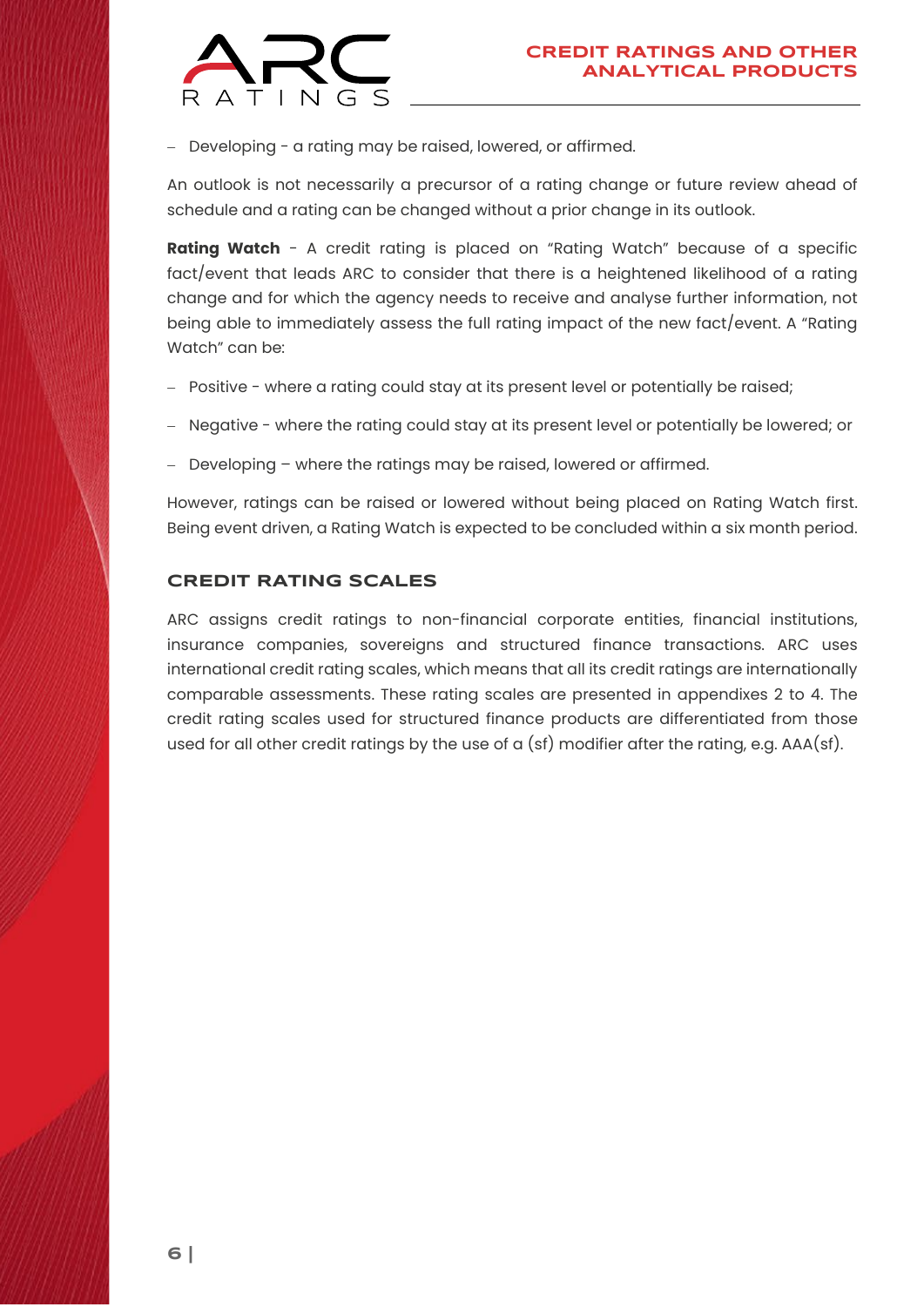- Developing - a rating may be raised, lowered, or affirmed.

An outlook is not necessarily a precursor of a rating change or future review ahead of schedule and a rating can be changed without a prior change in its outlook.

**Rating Watch** - A credit rating is placed on "Rating Watch" because of a specific fact/event that leads ARC to consider that there is a heightened likelihood of a rating change and for which the agency needs to receive and analyse further information, not being able to immediately assess the full rating impact of the new fact/event. A "Rating Watch" can be:

- Positive - where a rating could stay at its present level or potentially be raised;
- Negative - where the rating could stay at its present level or potentially be lowered; or
- Developing – where the ratings may be raised, lowered or affirmed.

However, ratings can be raised or lowered without being placed on Rating Watch first. Being event driven, a Rating Watch is expected to be concluded within a six month period.

## CREDIT RATING SCALES

ARC assigns credit ratings to non-financial corporate entities, financial institutions, insurance companies, sovereigns and structured finance transactions. ARC uses international credit rating scales, which means that all its credit ratings are internationally comparable assessments. These rating scales are presented in appendixes 2 to 4. The credit rating scales used for structured finance products are differentiated from those used for all other credit ratings by the use of a (sf) modifier after the rating, e.g. AAA(sf).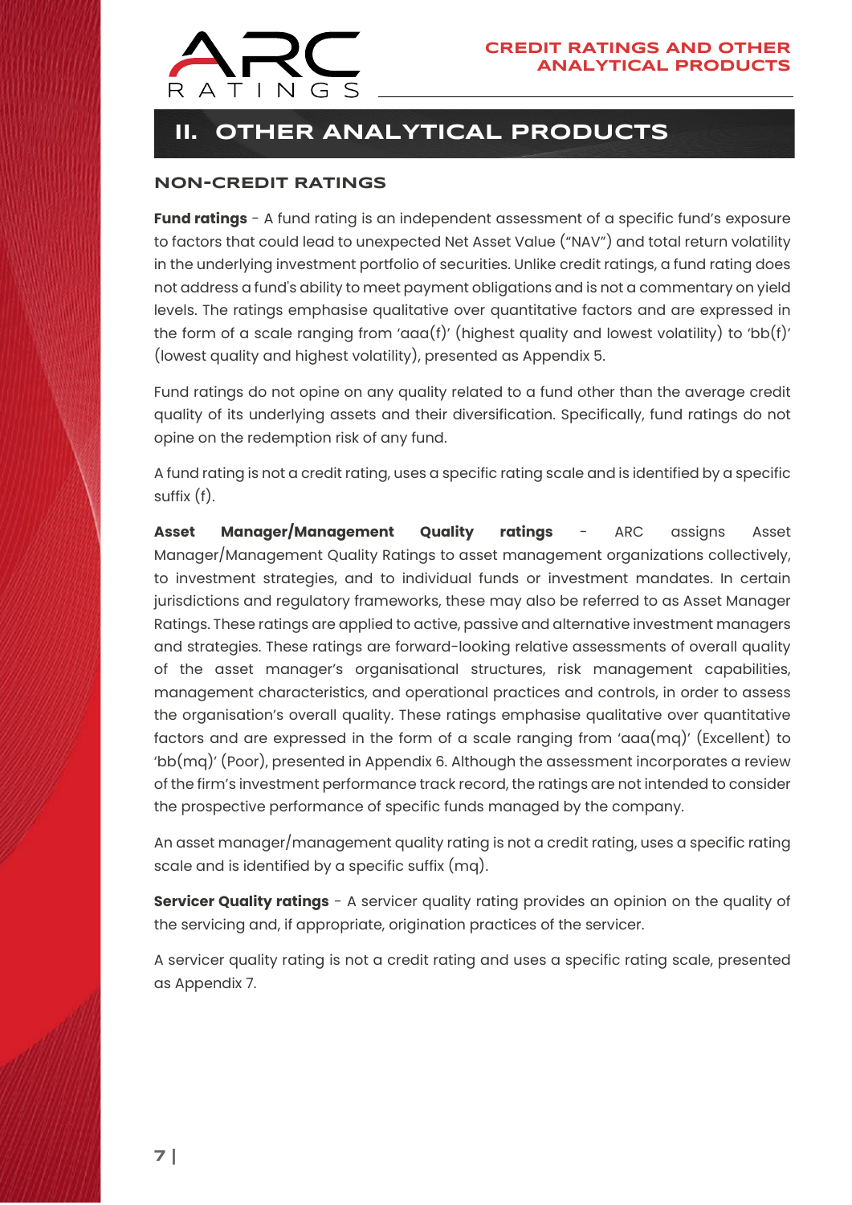## II. OTHER ANALYTICAL PRODUCTS

### NON-CREDIT RATINGS

**Fund ratings** - A fund rating is an independent assessment of a specific fund's exposure to factors that could lead to unexpected Net Asset Value ("NAV") and total return volatility in the underlying investment portfolio of securities. Unlike credit ratings, a fund rating does not address a fund's ability to meet payment obligations and is not a commentary on yield levels. The ratings emphasise qualitative over quantitative factors and are expressed in the form of a scale ranging from 'aaa(f)' (highest quality and lowest volatility) to 'bb(f)' (lowest quality and highest volatility), presented as Appendix 5.

Fund ratings do not opine on any quality related to a fund other than the average credit quality of its underlying assets and their diversification. Specifically, fund ratings do not opine on the redemption risk of any fund.

A fund rating is not a credit rating, uses a specific rating scale and is identified by a specific suffix (f).

**Asset Manager/Management Quality ratings** - ARC assigns Asset Manager/Management Quality Ratings to asset management organizations collectively, to investment strategies, and to individual funds or investment mandates. In certain jurisdictions and regulatory frameworks, these may also be referred to as Asset Manager Ratings. These ratings are applied to active, passive and alternative investment managers and strategies. These ratings are forward-looking relative assessments of overall quality of the asset manager's organisational structures, risk management capabilities, management characteristics, and operational practices and controls, in order to assess the organisation's overall quality. These ratings emphasise qualitative over quantitative factors and are expressed in the form of a scale ranging from 'aaa(mq)' (Excellent) to 'bb(mq)' (Poor), presented in Appendix 6. Although the assessment incorporates a review of the firm's investment performance track record, the ratings are not intended to consider the prospective performance of specific funds managed by the company.

An asset manager/management quality rating is not a credit rating, uses a specific rating scale and is identified by a specific suffix (mq).

**Servicer Quality ratings** - A servicer quality rating provides an opinion on the quality of the servicing and, if appropriate, origination practices of the servicer.

A servicer quality rating is not a credit rating and uses a specific rating scale, presented as Appendix 7.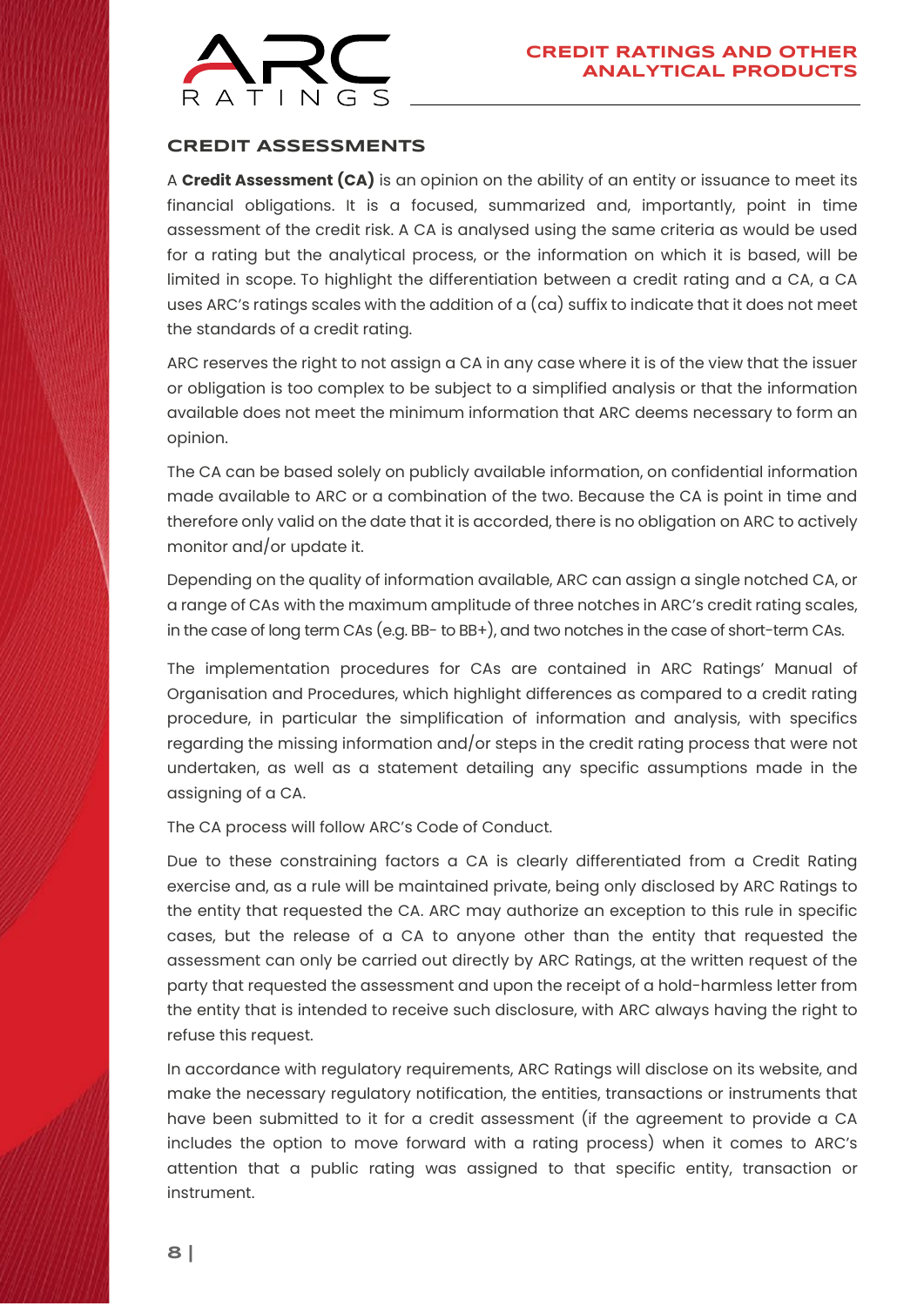## CREDIT ASSESSMENTS

A **Credit Assessment (CA)** is an opinion on the ability of an entity or issuance to meet its financial obligations. It is a focused, summarized and, importantly, point in time assessment of the credit risk. A CA is analysed using the same criteria as would be used for a rating but the analytical process, or the information on which it is based, will be limited in scope. To highlight the differentiation between a credit rating and a CA, a CA uses ARC's ratings scales with the addition of a (ca) suffix to indicate that it does not meet the standards of a credit rating.

ARC reserves the right to not assign a CA in any case where it is of the view that the issuer or obligation is too complex to be subject to a simplified analysis or that the information available does not meet the minimum information that ARC deems necessary to form an opinion.

The CA can be based solely on publicly available information, on confidential information made available to ARC or a combination of the two. Because the CA is point in time and therefore only valid on the date that it is accorded, there is no obligation on ARC to actively monitor and/or update it.

Depending on the quality of information available, ARC can assign a single notched CA, or a range of CAs with the maximum amplitude of three notches in ARC's credit rating scales, in the case of long term CAs (e.g. BB- to BB+), and two notches in the case of short-term CAs.

The implementation procedures for CAs are contained in ARC Ratings' Manual of Organisation and Procedures, which highlight differences as compared to a credit rating procedure, in particular the simplification of information and analysis, with specifics regarding the missing information and/or steps in the credit rating process that were not undertaken, as well as a statement detailing any specific assumptions made in the assigning of a CA.

The CA process will follow ARC's Code of Conduct.

Due to these constraining factors a CA is clearly differentiated from a Credit Rating exercise and, as a rule will be maintained private, being only disclosed by ARC Ratings to the entity that requested the CA. ARC may authorize an exception to this rule in specific cases, but the release of a CA to anyone other than the entity that requested the assessment can only be carried out directly by ARC Ratings, at the written request of the party that requested the assessment and upon the receipt of a hold-harmless letter from the entity that is intended to receive such disclosure, with ARC always having the right to refuse this request.

In accordance with regulatory requirements, ARC Ratings will disclose on its website, and make the necessary regulatory notification, the entities, transactions or instruments that have been submitted to it for a credit assessment (if the agreement to provide a CA includes the option to move forward with a rating process) when it comes to ARC's attention that a public rating was assigned to that specific entity, transaction or instrument.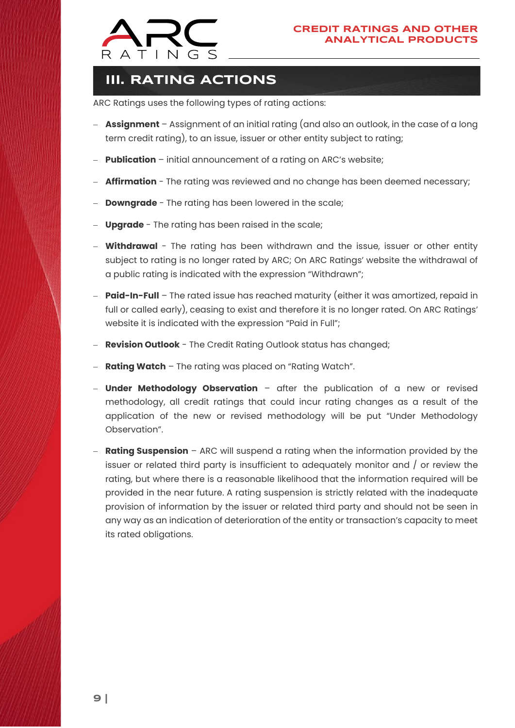## III. RATING ACTIONS

ARC Ratings uses the following types of rating actions:

- **Assignment** – Assignment of an initial rating (and also an outlook, in the case of a long term credit rating), to an issue, issuer or other entity subject to rating;
- **Publication** – initial announcement of a rating on ARC's website;
- **Affirmation** - The rating was reviewed and no change has been deemed necessary;
- **Downgrade** - The rating has been lowered in the scale;
- **Upgrade** - The rating has been raised in the scale;
- **Withdrawal** - The rating has been withdrawn and the issue, issuer or other entity subject to rating is no longer rated by ARC; On ARC Ratings' website the withdrawal of a public rating is indicated with the expression "Withdrawn";
- **Paid-In-Full** – The rated issue has reached maturity (either it was amortized, repaid in full or called early), ceasing to exist and therefore it is no longer rated. On ARC Ratings' website it is indicated with the expression "Paid in Full";
- **Revision Outlook** - The Credit Rating Outlook status has changed;
- **Rating Watch** – The rating was placed on "Rating Watch".
- **Under Methodology Observation** – after the publication of a new or revised methodology, all credit ratings that could incur rating changes as a result of the application of the new or revised methodology will be put "Under Methodology Observation".
- **Rating Suspension** – ARC will suspend a rating when the information provided by the issuer or related third party is insufficient to adequately monitor and / or review the rating, but where there is a reasonable likelihood that the information required will be provided in the near future. A rating suspension is strictly related with the inadequate provision of information by the issuer or related third party and should not be seen in any way as an indication of deterioration of the entity or transaction's capacity to meet its rated obligations.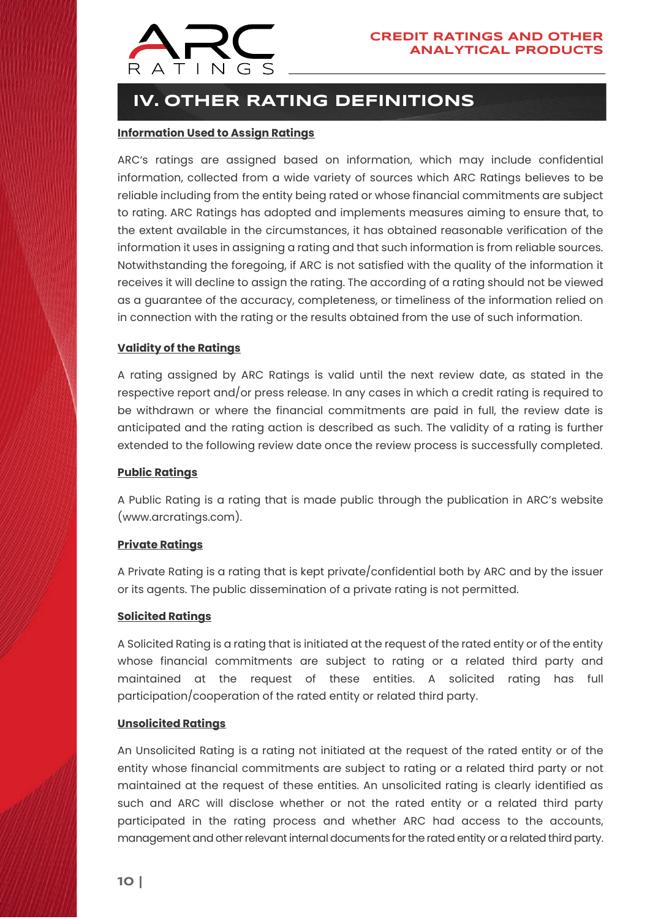## IV. OTHER RATING DEFINITIONS

**Information Used to Assign Ratings**

ARC's ratings are assigned based on information, which may include confidential information, collected from a wide variety of sources which ARC Ratings believes to be reliable including from the entity being rated or whose financial commitments are subject to rating. ARC Ratings has adopted and implements measures aiming to ensure that, to the extent available in the circumstances, it has obtained reasonable verification of the information it uses in assigning a rating and that such information is from reliable sources. Notwithstanding the foregoing, if ARC is not satisfied with the quality of the information it receives it will decline to assign the rating. The according of a rating should not be viewed as a guarantee of the accuracy, completeness, or timeliness of the information relied on in connection with the rating or the results obtained from the use of such information.

**Validity of the Ratings**

A rating assigned by ARC Ratings is valid until the next review date, as stated in the respective report and/or press release. In any cases in which a credit rating is required to be withdrawn or where the financial commitments are paid in full, the review date is anticipated and the rating action is described as such. The validity of a rating is further extended to the following review date once the review process is successfully completed.

**Public Ratings**

A Public Rating is a rating that is made public through the publication in ARC's website (www.arcratings.com).

**Private Ratings**

A Private Rating is a rating that is kept private/confidential both by ARC and by the issuer or its agents. The public dissemination of a private rating is not permitted.

**Solicited Ratings**

A Solicited Rating is a rating that is initiated at the request of the rated entity or of the entity whose financial commitments are subject to rating or a related third party and maintained at the request of these entities. A solicited rating has full participation/cooperation of the rated entity or related third party.

**Unsolicited Ratings**

An Unsolicited Rating is a rating not initiated at the request of the rated entity or of the entity whose financial commitments are subject to rating or a related third party or not maintained at the request of these entities. An unsolicited rating is clearly identified as such and ARC will disclose whether or not the rated entity or a related third party participated in the rating process and whether ARC had access to the accounts, management and other relevant internal documents for the rated entity or a related third party.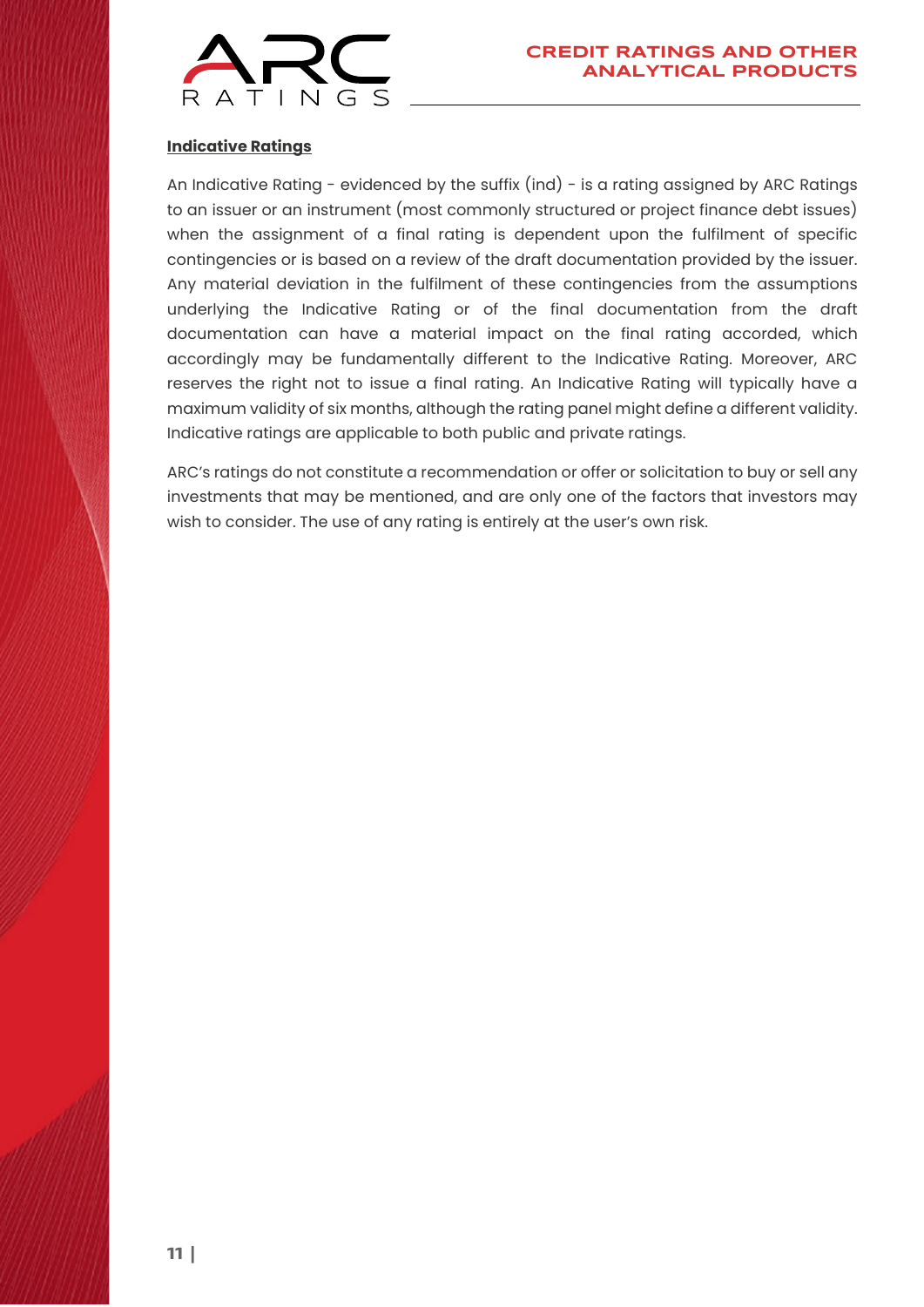**Indicative Ratings**

An Indicative Rating - evidenced by the suffix (ind) - is a rating assigned by ARC Ratings to an issuer or an instrument (most commonly structured or project finance debt issues) when the assignment of a final rating is dependent upon the fulfilment of specific contingencies or is based on a review of the draft documentation provided by the issuer. Any material deviation in the fulfilment of these contingencies from the assumptions underlying the Indicative Rating or of the final documentation from the draft documentation can have a material impact on the final rating accorded, which accordingly may be fundamentally different to the Indicative Rating. Moreover, ARC reserves the right not to issue a final rating. An Indicative Rating will typically have a maximum validity of six months, although the rating panel might define a different validity. Indicative ratings are applicable to both public and private ratings.

ARC's ratings do not constitute a recommendation or offer or solicitation to buy or sell any investments that may be mentioned, and are only one of the factors that investors may wish to consider. The use of any rating is entirely at the user's own risk.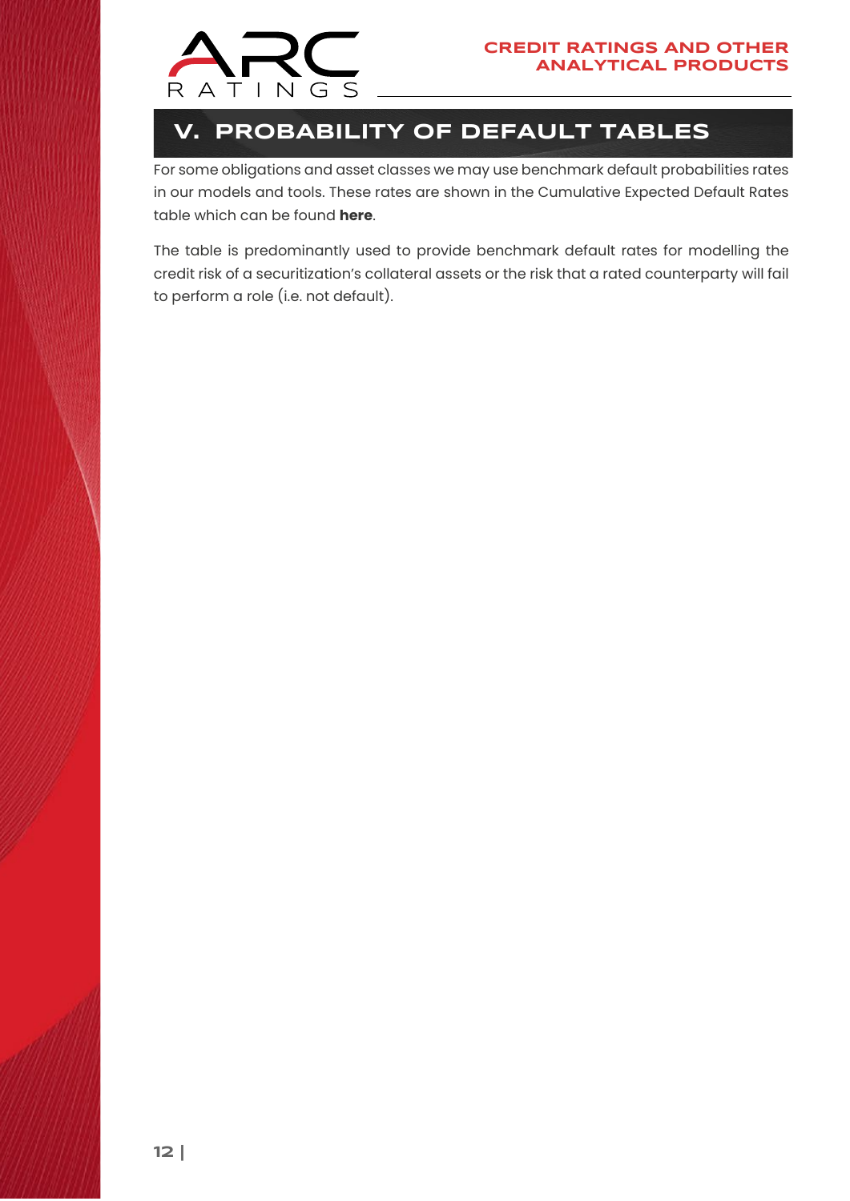## V. PROBABILITY OF DEFAULT TABLES

For some obligations and asset classes we may use benchmark default probabilities rates in our models and tools. These rates are shown in the Cumulative Expected Default Rates table which can be found **here**.

The table is predominantly used to provide benchmark default rates for modelling the credit risk of a securitization's collateral assets or the risk that a rated counterparty will fail to perform a role (i.e. not default).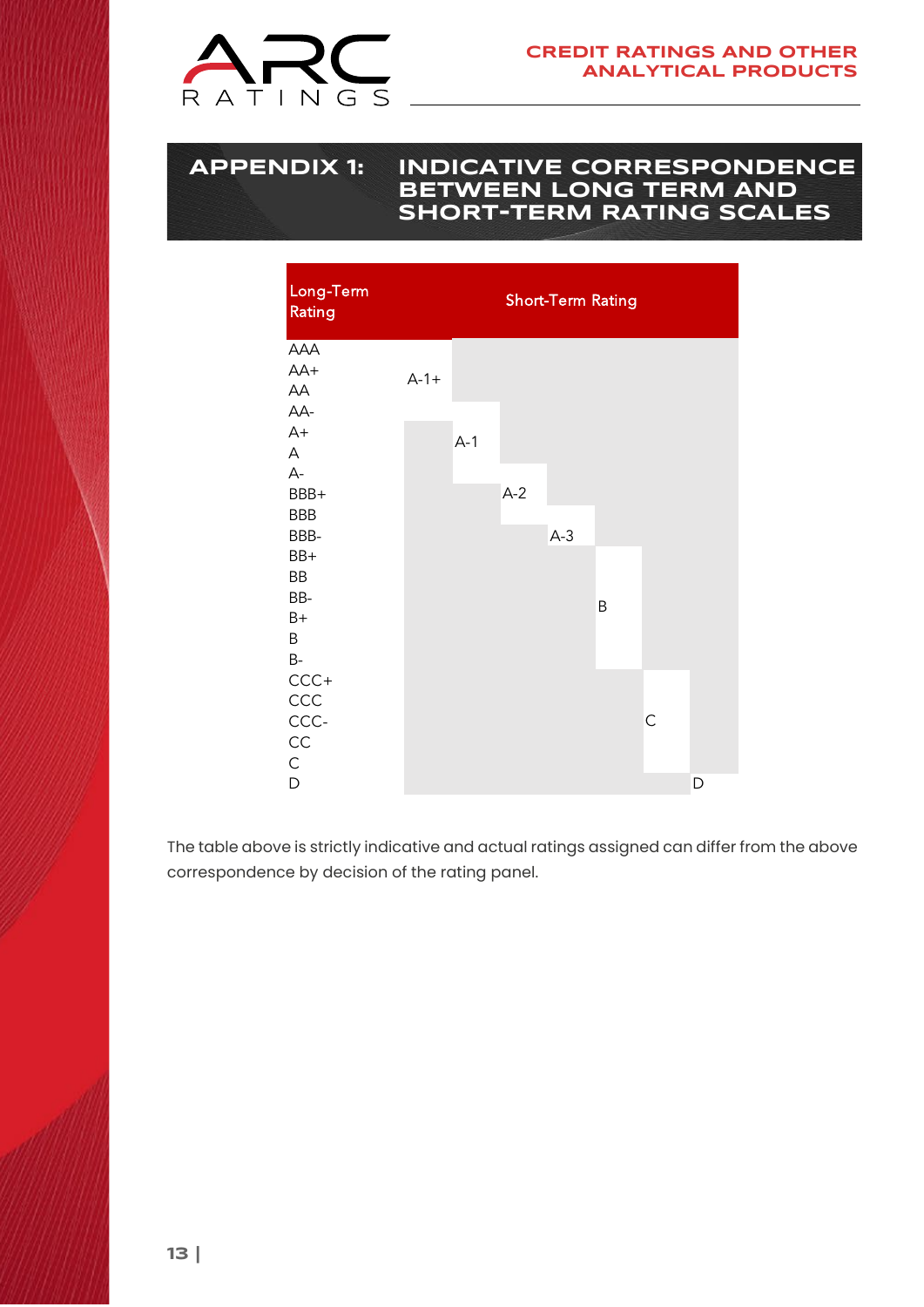# APPENDIX 1: INDICATIVE CORRESPONDENCE BETWEEN LONG TERM AND SHORT-TERM RATING SCALES

| Long-Term Rating | Short-Term Rating |
|---|---|
| AAA | A-1+ |
| AA+ | A-1+ |
| AA | A-1+ |
| AA- | A-1+ |
| A+ | A-1+ / A-1 |
| A | A-1 |
| A- | A-1 / A-2 |
| BBB+ | A-2 |
| BBB | A-2 / A-3 |
| BBB- | A-3 |
| BB+ | B |
| BB | B |
| BB- | B |
| B+ | B |
| B | B |
| B- | B |
| CCC+ | C |
| CCC | C |
| CCC- | C |
| CC | C |
| C | C |
| D | D |

The table above is strictly indicative and actual ratings assigned can differ from the above correspondence by decision of the rating panel.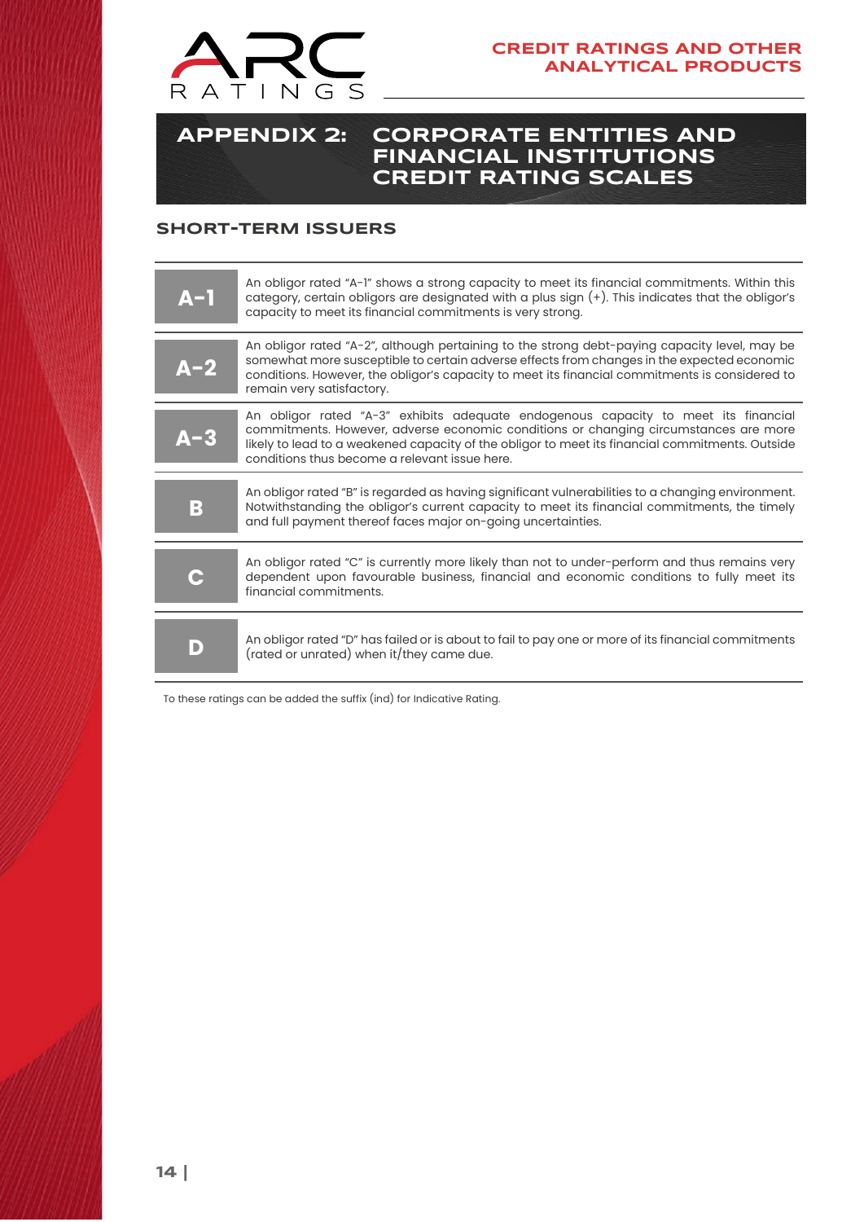# APPENDIX 2: CORPORATE ENTITIES AND FINANCIAL INSTITUTIONS CREDIT RATING SCALES

## SHORT-TERM ISSUERS

| Rating | Definition |
|---|---|
| **A-1** | An obligor rated "A-1" shows a strong capacity to meet its financial commitments. Within this category, certain obligors are designated with a plus sign (+). This indicates that the obligor's capacity to meet its financial commitments is very strong. |
| **A-2** | An obligor rated "A-2", although pertaining to the strong debt-paying capacity level, may be somewhat more susceptible to certain adverse effects from changes in the expected economic conditions. However, the obligor's capacity to meet its financial commitments is considered to remain very satisfactory. |
| **A-3** | An obligor rated "A-3" exhibits adequate endogenous capacity to meet its financial commitments. However, adverse economic conditions or changing circumstances are more likely to lead to a weakened capacity of the obligor to meet its financial commitments. Outside conditions thus become a relevant issue here. |
| **B** | An obligor rated "B" is regarded as having significant vulnerabilities to a changing environment. Notwithstanding the obligor's current capacity to meet its financial commitments, the timely and full payment thereof faces major on-going uncertainties. |
| **C** | An obligor rated "C" is currently more likely than not to under-perform and thus remains very dependent upon favourable business, financial and economic conditions to fully meet its financial commitments. |
| **D** | An obligor rated "D" has failed or is about to fail to pay one or more of its financial commitments (rated or unrated) when it/they came due. |

To these ratings can be added the suffix (ind) for Indicative Rating.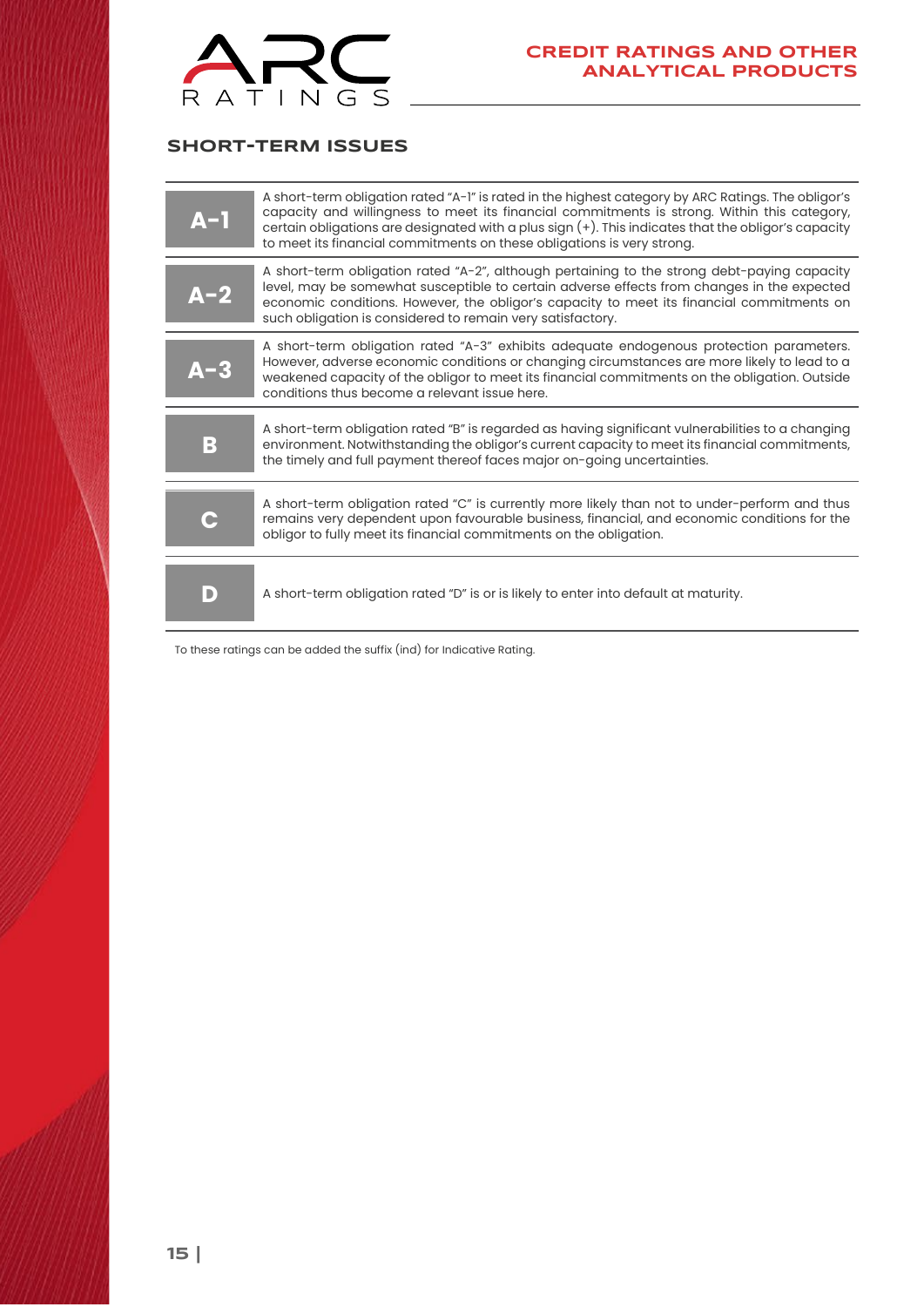## SHORT-TERM ISSUES

| Rating | Description |
| --- | --- |
| **A-1** | A short-term obligation rated "A-1" is rated in the highest category by ARC Ratings. The obligor's capacity and willingness to meet its financial commitments is strong. Within this category, certain obligations are designated with a plus sign (+). This indicates that the obligor's capacity to meet its financial commitments on these obligations is very strong. |
| **A-2** | A short-term obligation rated "A-2", although pertaining to the strong debt-paying capacity level, may be somewhat susceptible to certain adverse effects from changes in the expected economic conditions. However, the obligor's capacity to meet its financial commitments on such obligation is considered to remain very satisfactory. |
| **A-3** | A short-term obligation rated "A-3" exhibits adequate endogenous protection parameters. However, adverse economic conditions or changing circumstances are more likely to lead to a weakened capacity of the obligor to meet its financial commitments on the obligation. Outside conditions thus become a relevant issue here. |
| **B** | A short-term obligation rated "B" is regarded as having significant vulnerabilities to a changing environment. Notwithstanding the obligor's current capacity to meet its financial commitments, the timely and full payment thereof faces major on-going uncertainties. |
| **C** | A short-term obligation rated "C" is currently more likely than not to under-perform and thus remains very dependent upon favourable business, financial, and economic conditions for the obligor to fully meet its financial commitments on the obligation. |
| **D** | A short-term obligation rated "D" is or is likely to enter into default at maturity. |

To these ratings can be added the suffix (ind) for Indicative Rating.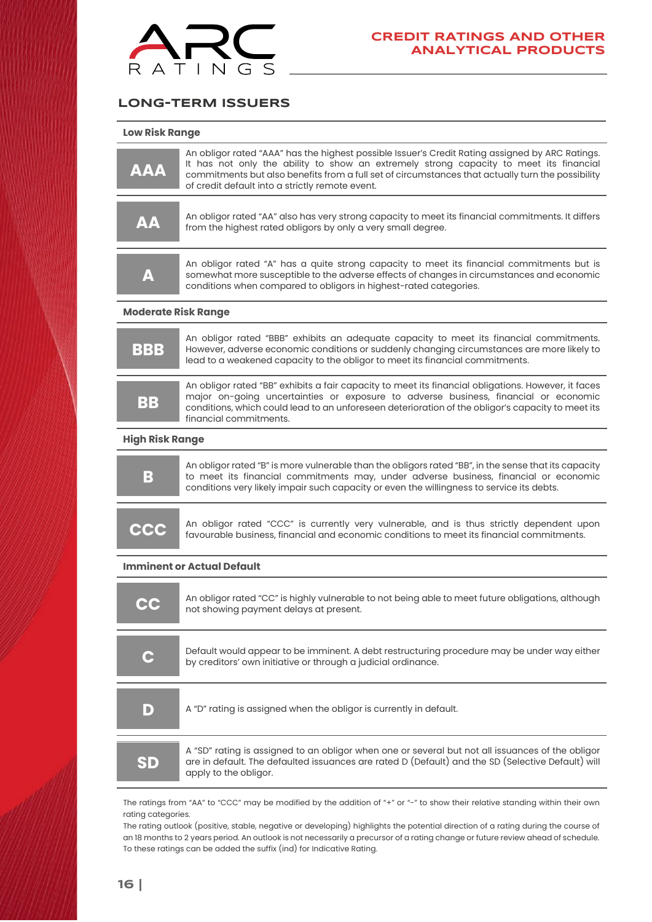## LONG-TERM ISSUERS

### Low Risk Range

| Rating | Definition |
|---|---|
| **AAA** | An obligor rated "AAA" has the highest possible Issuer's Credit Rating assigned by ARC Ratings. It has not only the ability to show an extremely strong capacity to meet its financial commitments but also benefits from a full set of circumstances that actually turn the possibility of credit default into a strictly remote event. |
| **AA** | An obligor rated "AA" also has very strong capacity to meet its financial commitments. It differs from the highest rated obligors by only a very small degree. |
| **A** | An obligor rated "A" has a quite strong capacity to meet its financial commitments but is somewhat more susceptible to the adverse effects of changes in circumstances and economic conditions when compared to obligors in highest-rated categories. |

### Moderate Risk Range

| Rating | Definition |
|---|---|
| **BBB** | An obligor rated "BBB" exhibits an adequate capacity to meet its financial commitments. However, adverse economic conditions or suddenly changing circumstances are more likely to lead to a weakened capacity to the obligor to meet its financial commitments. |
| **BB** | An obligor rated "BB" exhibits a fair capacity to meet its financial obligations. However, it faces major on-going uncertainties or exposure to adverse business, financial or economic conditions, which could lead to an unforeseen deterioration of the obligor's capacity to meet its financial commitments. |

### High Risk Range

| Rating | Definition |
|---|---|
| **B** | An obligor rated "B" is more vulnerable than the obligors rated "BB", in the sense that its capacity to meet its financial commitments may, under adverse business, financial or economic conditions very likely impair such capacity or even the willingness to service its debts. |
| **CCC** | An obligor rated "CCC" is currently very vulnerable, and is thus strictly dependent upon favourable business, financial and economic conditions to meet its financial commitments. |

### Imminent or Actual Default

| Rating | Definition |
|---|---|
| **CC** | An obligor rated "CC" is highly vulnerable to not being able to meet future obligations, although not showing payment delays at present. |
| **C** | Default would appear to be imminent. A debt restructuring procedure may be under way either by creditors' own initiative or through a judicial ordinance. |
| **D** | A "D" rating is assigned when the obligor is currently in default. |
| **SD** | A "SD" rating is assigned to an obligor when one or several but not all issuances of the obligor are in default. The defaulted issuances are rated D (Default) and the SD (Selective Default) will apply to the obligor. |

The ratings from "AA" to "CCC" may be modified by the addition of "+" or "-" to show their relative standing within their own rating categories.
The rating outlook (positive, stable, negative or developing) highlights the potential direction of a rating during the course of an 18 months to 2 years period. An outlook is not necessarily a precursor of a rating change or future review ahead of schedule.
To these ratings can be added the suffix (ind) for Indicative Rating.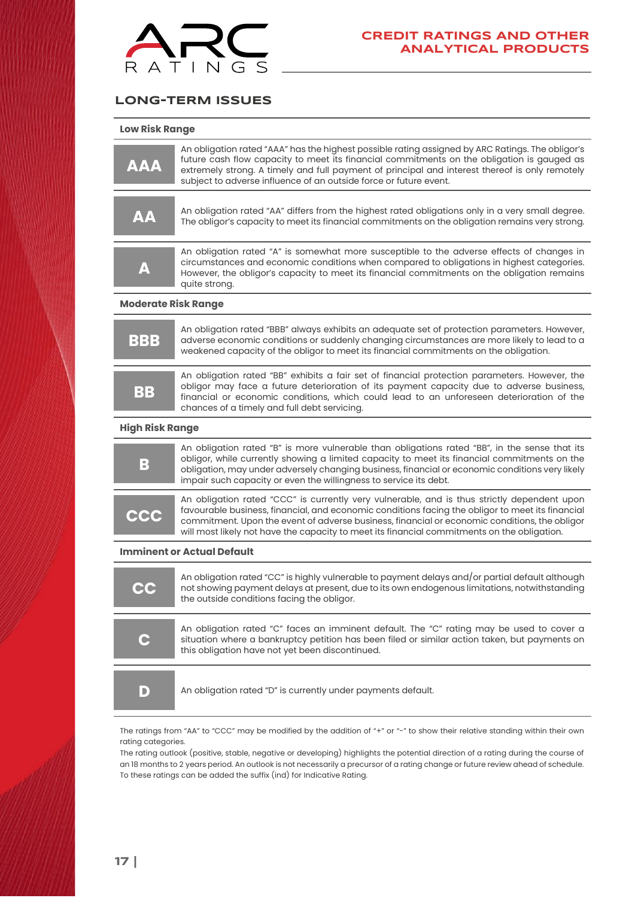## LONG-TERM ISSUES

### Low Risk Range

| Rating | Description |
|---|---|
| **AAA** | An obligation rated "AAA" has the highest possible rating assigned by ARC Ratings. The obligor's future cash flow capacity to meet its financial commitments on the obligation is gauged as extremely strong. A timely and full payment of principal and interest thereof is only remotely subject to adverse influence of an outside force or future event. |
| **AA** | An obligation rated "AA" differs from the highest rated obligations only in a very small degree. The obligor's capacity to meet its financial commitments on the obligation remains very strong. |
| **A** | An obligation rated "A" is somewhat more susceptible to the adverse effects of changes in circumstances and economic conditions when compared to obligations in highest categories. However, the obligor's capacity to meet its financial commitments on the obligation remains quite strong. |

### Moderate Risk Range

| Rating | Description |
|---|---|
| **BBB** | An obligation rated "BBB" always exhibits an adequate set of protection parameters. However, adverse economic conditions or suddenly changing circumstances are more likely to lead to a weakened capacity of the obligor to meet its financial commitments on the obligation. |
| **BB** | An obligation rated "BB" exhibits a fair set of financial protection parameters. However, the obligor may face a future deterioration of its payment capacity due to adverse business, financial or economic conditions, which could lead to an unforeseen deterioration of the chances of a timely and full debt servicing. |

### High Risk Range

| Rating | Description |
|---|---|
| **B** | An obligation rated "B" is more vulnerable than obligations rated "BB", in the sense that its obligor, while currently showing a limited capacity to meet its financial commitments on the obligation, may under adversely changing business, financial or economic conditions very likely impair such capacity or even the willingness to service its debt. |
| **CCC** | An obligation rated "CCC" is currently very vulnerable, and is thus strictly dependent upon favourable business, financial, and economic conditions facing the obligor to meet its financial commitment. Upon the event of adverse business, financial or economic conditions, the obligor will most likely not have the capacity to meet its financial commitments on the obligation. |

### Imminent or Actual Default

| Rating | Description |
|---|---|
| **CC** | An obligation rated "CC" is highly vulnerable to payment delays and/or partial default although not showing payment delays at present, due to its own endogenous limitations, notwithstanding the outside conditions facing the obligor. |
| **C** | An obligation rated "C" faces an imminent default. The "C" rating may be used to cover a situation where a bankruptcy petition has been filed or similar action taken, but payments on this obligation have not yet been discontinued. |
| **D** | An obligation rated "D" is currently under payments default. |

The ratings from "AA" to "CCC" may be modified by the addition of "+" or "-" to show their relative standing within their own rating categories.

The rating outlook (positive, stable, negative or developing) highlights the potential direction of a rating during the course of an 18 months to 2 years period. An outlook is not necessarily a precursor of a rating change or future review ahead of schedule.

To these ratings can be added the suffix (ind) for Indicative Rating.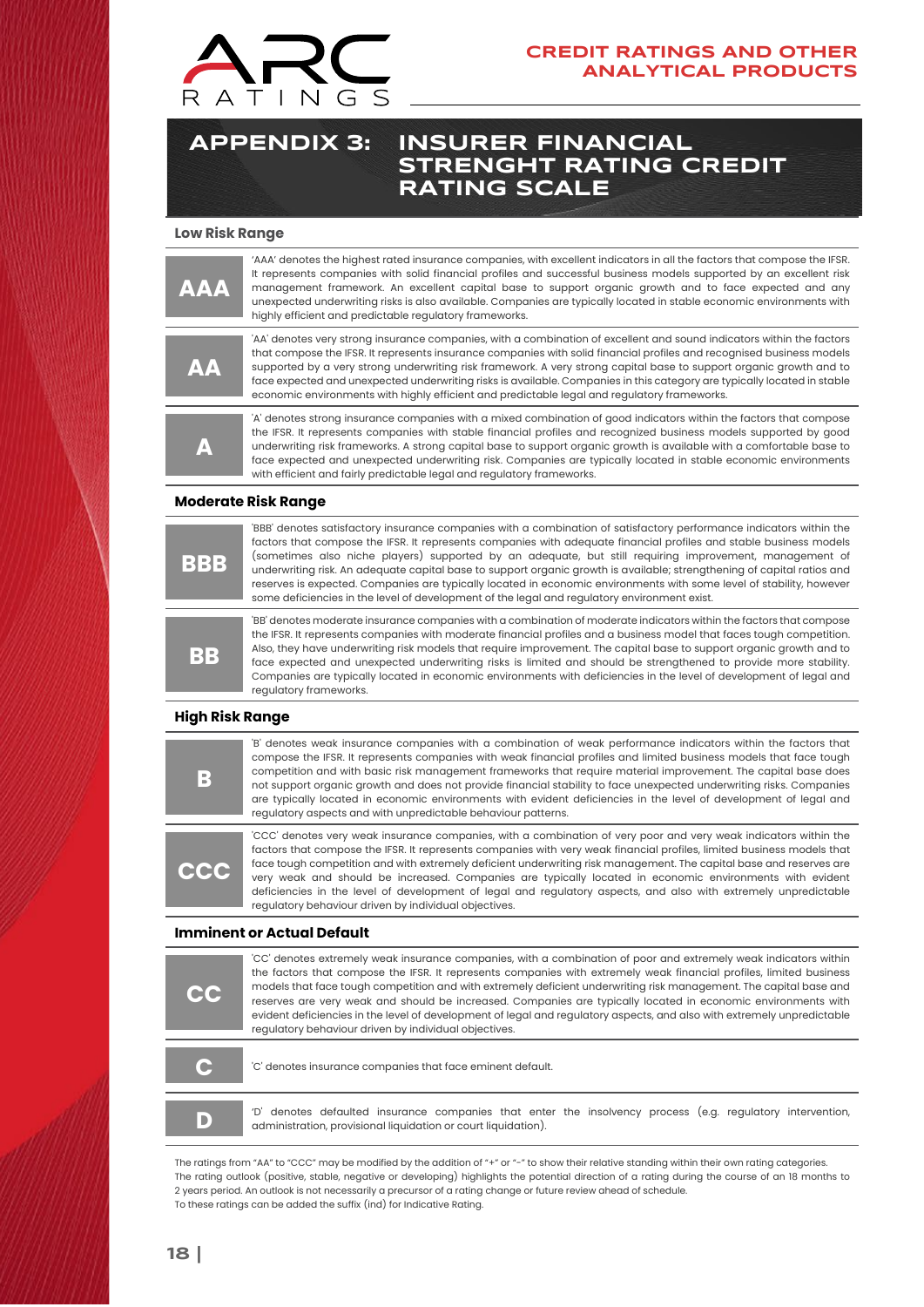# APPENDIX 3: INSURER FINANCIAL STRENGHT RATING CREDIT RATING SCALE

## Low Risk Range

| Rating | Description |
|---|---|
| **AAA** | 'AAA' denotes the highest rated insurance companies, with excellent indicators in all the factors that compose the IFSR. It represents companies with solid financial profiles and successful business models supported by an excellent risk management framework. An excellent capital base to support organic growth and to face expected and any unexpected underwriting risks is also available. Companies are typically located in stable economic environments with highly efficient and predictable regulatory frameworks. |
| **AA** | 'AA' denotes very strong insurance companies, with a combination of excellent and sound indicators within the factors that compose the IFSR. It represents insurance companies with solid financial profiles and recognised business models supported by a very strong underwriting risk framework. A very strong capital base to support organic growth and to face expected and unexpected underwriting risks is available. Companies in this category are typically located in stable economic environments with highly efficient and predictable legal and regulatory frameworks. |
| **A** | 'A' denotes strong insurance companies with a mixed combination of good indicators within the factors that compose the IFSR. It represents companies with stable financial profiles and recognized business models supported by good underwriting risk frameworks. A strong capital base to support organic growth is available with a comfortable base to face expected and unexpected underwriting risk. Companies are typically located in stable economic environments with efficient and fairly predictable legal and regulatory frameworks. |

## Moderate Risk Range

| Rating | Description |
|---|---|
| **BBB** | 'BBB' denotes satisfactory insurance companies with a combination of satisfactory performance indicators within the factors that compose the IFSR. It represents companies with adequate financial profiles and stable business models (sometimes also niche players) supported by an adequate, but still requiring improvement, management of underwriting risk. An adequate capital base to support organic growth is available; strengthening of capital ratios and reserves is expected. Companies are typically located in economic environments with some level of stability, however some deficiencies in the level of development of the legal and regulatory environment exist. |
| **BB** | 'BB' denotes moderate insurance companies with a combination of moderate indicators within the factors that compose the IFSR. It represents companies with moderate financial profiles and a business model that faces tough competition. Also, they have underwriting risk models that require improvement. The capital base to support organic growth and to face expected and unexpected underwriting risks is limited and should be strengthened to provide more stability. Companies are typically located in economic environments with deficiencies in the level of development of legal and regulatory frameworks. |

## High Risk Range

| Rating | Description |
|---|---|
| **B** | 'B' denotes weak insurance companies with a combination of weak performance indicators within the factors that compose the IFSR. It represents companies with weak financial profiles and limited business models that face tough competition and with basic risk management frameworks that require material improvement. The capital base does not support organic growth and does not provide financial stability to face unexpected underwriting risks. Companies are typically located in economic environments with evident deficiencies in the level of development of legal and regulatory aspects and with unpredictable behaviour patterns. |
| **CCC** | 'CCC' denotes very weak insurance companies, with a combination of very poor and very weak indicators within the factors that compose the IFSR. It represents companies with very weak financial profiles, limited business models that face tough competition and with extremely deficient underwriting risk management. The capital base and reserves are very weak and should be increased. Companies are typically located in economic environments with evident deficiencies in the level of development of legal and regulatory aspects, and also with extremely unpredictable regulatory behaviour driven by individual objectives. |

## Imminent or Actual Default

| Rating | Description |
|---|---|
| **CC** | 'CC' denotes extremely weak insurance companies, with a combination of poor and extremely weak indicators within the factors that compose the IFSR. It represents companies with extremely weak financial profiles, limited business models that face tough competition and with extremely deficient underwriting risk management. The capital base and reserves are very weak and should be increased. Companies are typically located in economic environments with evident deficiencies in the level of development of legal and regulatory aspects, and also with extremely unpredictable regulatory behaviour driven by individual objectives. |
| **C** | 'C' denotes insurance companies that face eminent default. |
| **D** | 'D' denotes defaulted insurance companies that enter the insolvency process (e.g. regulatory intervention, administration, provisional liquidation or court liquidation). |

The ratings from "AA" to "CCC" may be modified by the addition of "+" or "-" to show their relative standing within their own rating categories.
The rating outlook (positive, stable, negative or developing) highlights the potential direction of a rating during the course of an 18 months to 2 years period. An outlook is not necessarily a precursor of a rating change or future review ahead of schedule.
To these ratings can be added the suffix (ind) for Indicative Rating.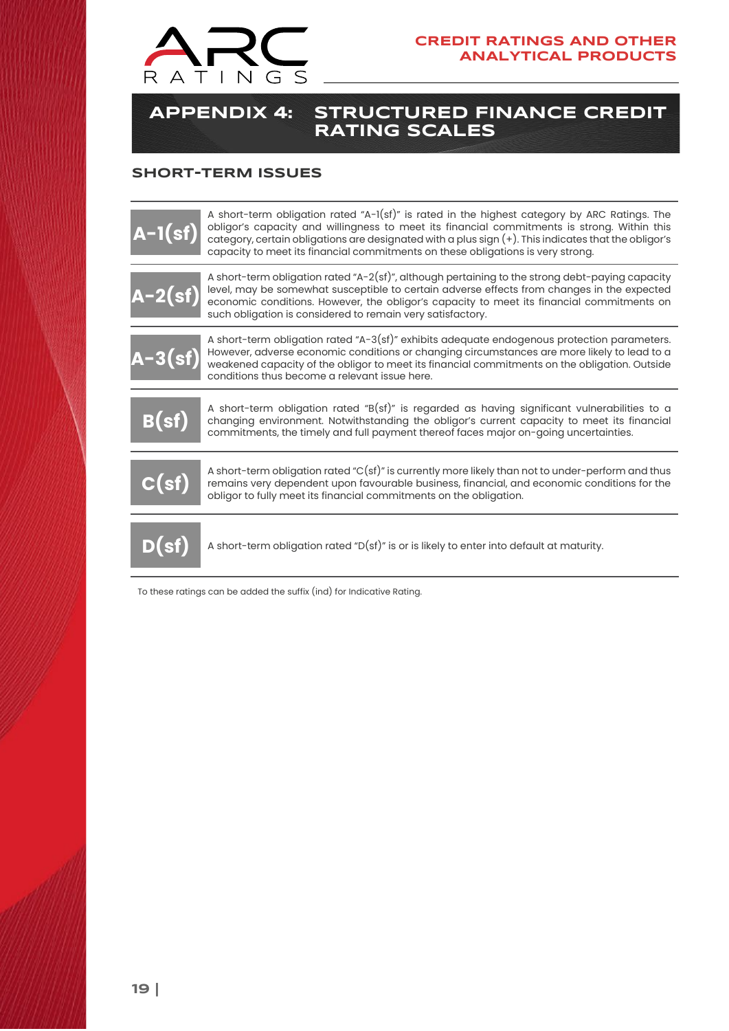# APPENDIX 4: STRUCTURED FINANCE CREDIT RATING SCALES

## SHORT-TERM ISSUES

| Rating | Definition |
|---|---|
| **A-1(sf)** | A short-term obligation rated "A-1(sf)" is rated in the highest category by ARC Ratings. The obligor's capacity and willingness to meet its financial commitments is strong. Within this category, certain obligations are designated with a plus sign (+). This indicates that the obligor's capacity to meet its financial commitments on these obligations is very strong. |
| **A-2(sf)** | A short-term obligation rated "A-2(sf)", although pertaining to the strong debt-paying capacity level, may be somewhat susceptible to certain adverse effects from changes in the expected economic conditions. However, the obligor's capacity to meet its financial commitments on such obligation is considered to remain very satisfactory. |
| **A-3(sf)** | A short-term obligation rated "A-3(sf)" exhibits adequate endogenous protection parameters. However, adverse economic conditions or changing circumstances are more likely to lead to a weakened capacity of the obligor to meet its financial commitments on the obligation. Outside conditions thus become a relevant issue here. |
| **B(sf)** | A short-term obligation rated "B(sf)" is regarded as having significant vulnerabilities to a changing environment. Notwithstanding the obligor's current capacity to meet its financial commitments, the timely and full payment thereof faces major on-going uncertainties. |
| **C(sf)** | A short-term obligation rated "C(sf)" is currently more likely than not to under-perform and thus remains very dependent upon favourable business, financial, and economic conditions for the obligor to fully meet its financial commitments on the obligation. |
| **D(sf)** | A short-term obligation rated "D(sf)" is or is likely to enter into default at maturity. |

To these ratings can be added the suffix (ind) for Indicative Rating.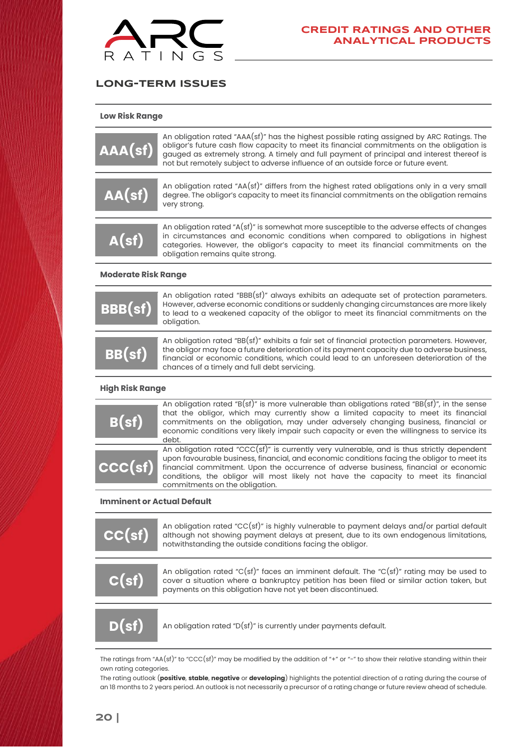## LONG-TERM ISSUES

### Low Risk Range

**AAA(sf)** An obligation rated "AAA(sf)" has the highest possible rating assigned by ARC Ratings. The obligor's future cash flow capacity to meet its financial commitments on the obligation is gauged as extremely strong. A timely and full payment of principal and interest thereof is not but remotely subject to adverse influence of an outside force or future event.

**AA(sf)** An obligation rated "AA(sf)" differs from the highest rated obligations only in a very small degree. The obligor's capacity to meet its financial commitments on the obligation remains very strong.

**A(sf)** An obligation rated "A(sf)" is somewhat more susceptible to the adverse effects of changes in circumstances and economic conditions when compared to obligations in highest categories. However, the obligor's capacity to meet its financial commitments on the obligation remains quite strong.

### Moderate Risk Range

**BBB(sf)** An obligation rated "BBB(sf)" always exhibits an adequate set of protection parameters. However, adverse economic conditions or suddenly changing circumstances are more likely to lead to a weakened capacity of the obligor to meet its financial commitments on the obligation.

**BB(sf)** An obligation rated "BB(sf)" exhibits a fair set of financial protection parameters. However, the obligor may face a future deterioration of its payment capacity due to adverse business, financial or economic conditions, which could lead to an unforeseen deterioration of the chances of a timely and full debt servicing.

### High Risk Range

**B(sf)** An obligation rated "B(sf)" is more vulnerable than obligations rated "BB(sf)", in the sense that the obligor, which may currently show a limited capacity to meet its financial commitments on the obligation, may under adversely changing business, financial or economic conditions very likely impair such capacity or even the willingness to service its debt.

**CCC(sf)** An obligation rated "CCC(sf)" is currently very vulnerable, and is thus strictly dependent upon favourable business, financial, and economic conditions facing the obligor to meet its financial commitment. Upon the occurrence of adverse business, financial or economic conditions, the obligor will most likely not have the capacity to meet its financial commitments on the obligation.

### Imminent or Actual Default

**CC(sf)** An obligation rated "CC(sf)" is highly vulnerable to payment delays and/or partial default although not showing payment delays at present, due to its own endogenous limitations, notwithstanding the outside conditions facing the obligor.

**C(sf)** An obligation rated "C(sf)" faces an imminent default. The "C(sf)" rating may be used to cover a situation where a bankruptcy petition has been filed or similar action taken, but payments on this obligation have not yet been discontinued.

**D(sf)** An obligation rated "D(sf)" is currently under payments default.

The ratings from "AA(sf)" to "CCC(sf)" may be modified by the addition of "+" or "-" to show their relative standing within their own rating categories.

The rating outlook (**positive**, **stable**, **negative** or **developing**) highlights the potential direction of a rating during the course of an 18 months to 2 years period. An outlook is not necessarily a precursor of a rating change or future review ahead of schedule.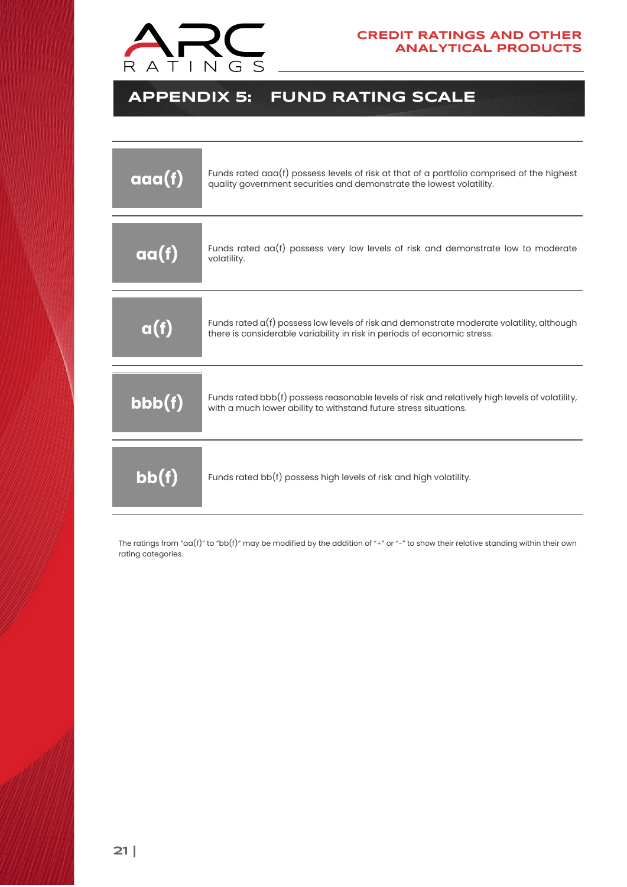## APPENDIX 5: FUND RATING SCALE

| Rating | Description |
| --- | --- |
| **aaa(f)** | Funds rated aaa(f) possess levels of risk at that of a portfolio comprised of the highest quality government securities and demonstrate the lowest volatility. |
| **aa(f)** | Funds rated aa(f) possess very low levels of risk and demonstrate low to moderate volatility. |
| **a(f)** | Funds rated a(f) possess low levels of risk and demonstrate moderate volatility, although there is considerable variability in risk in periods of economic stress. |
| **bbb(f)** | Funds rated bbb(f) possess reasonable levels of risk and relatively high levels of volatility, with a much lower ability to withstand future stress situations. |
| **bb(f)** | Funds rated bb(f) possess high levels of risk and high volatility. |

The ratings from "aa(f)" to "bb(f)" may be modified by the addition of "+" or "-" to show their relative standing within their own rating categories.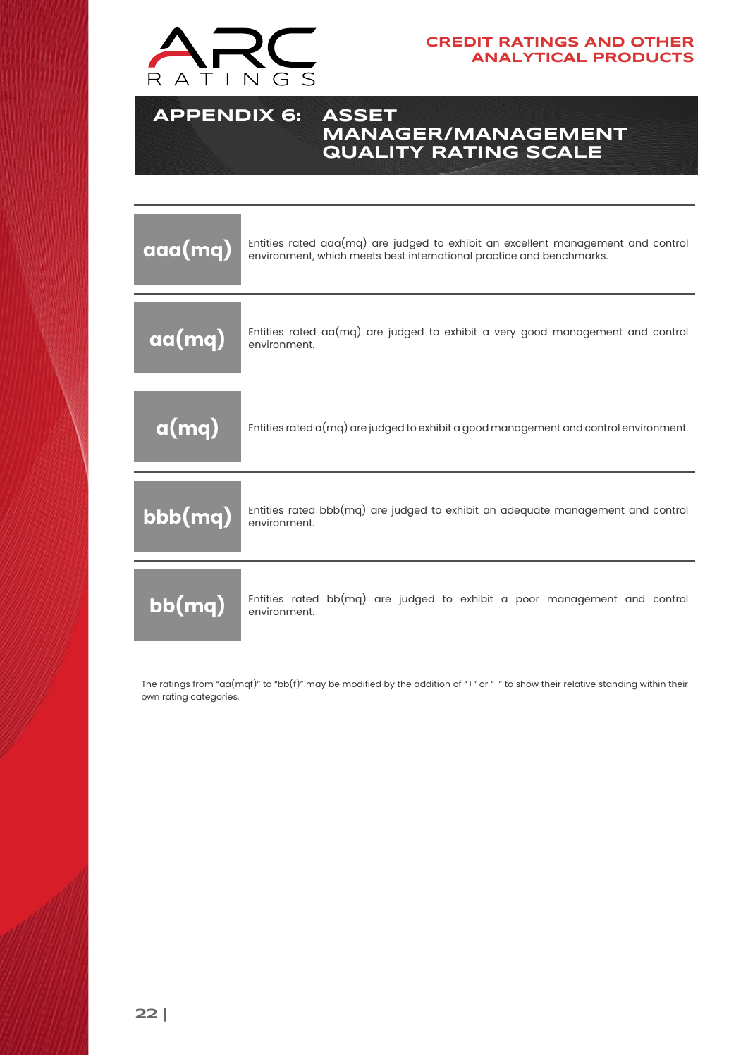## APPENDIX 6: ASSET MANAGER/MANAGEMENT QUALITY RATING SCALE

| | |
|---|---|
| **aaa(mq)** | Entities rated aaa(mq) are judged to exhibit an excellent management and control environment, which meets best international practice and benchmarks. |
| **aa(mq)** | Entities rated aa(mq) are judged to exhibit a very good management and control environment. |
| **a(mq)** | Entities rated a(mq) are judged to exhibit a good management and control environment. |
| **bbb(mq)** | Entities rated bbb(mq) are judged to exhibit an adequate management and control environment. |
| **bb(mq)** | Entities rated bb(mq) are judged to exhibit a poor management and control environment. |

The ratings from "aa(mqf)" to "bb(f)" may be modified by the addition of "+" or "-" to show their relative standing within their own rating categories.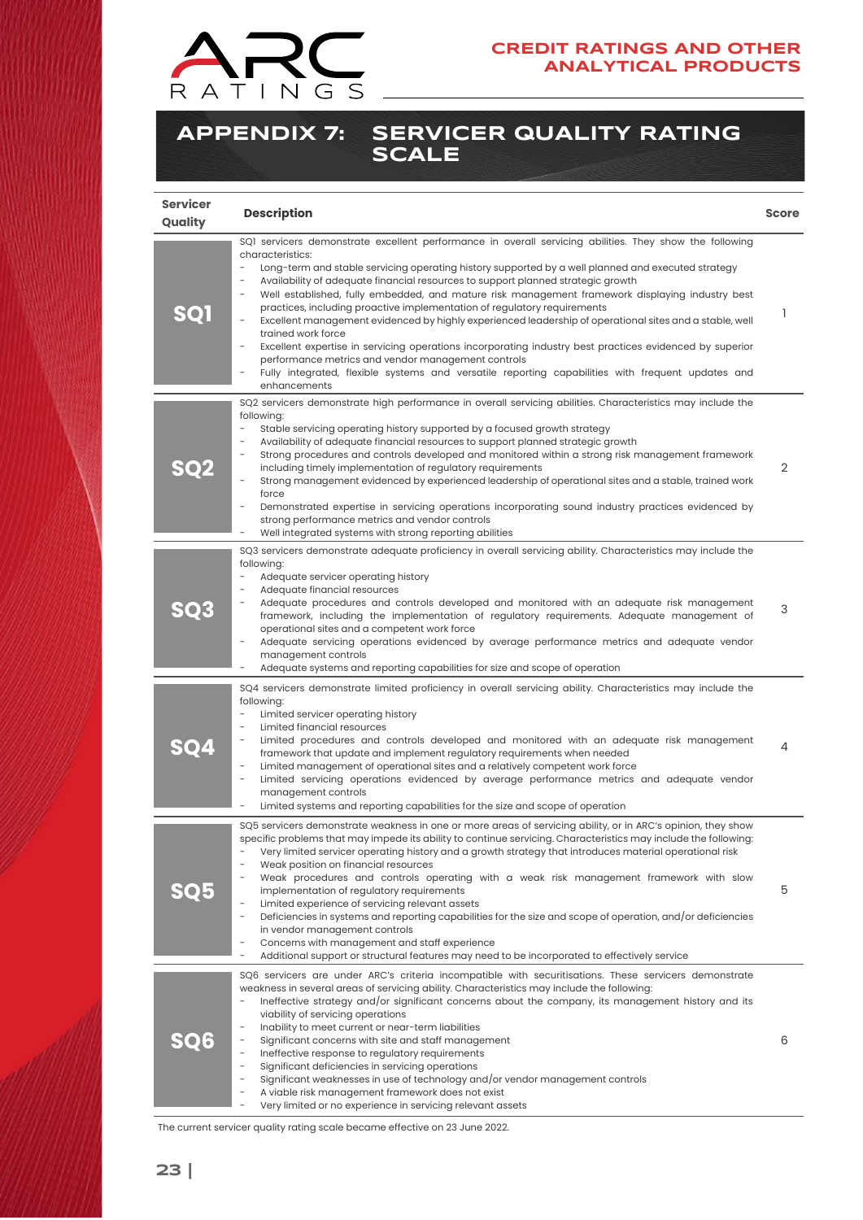# APPENDIX 7: SERVICER QUALITY RATING SCALE

| Servicer Quality | Description | Score |
|---|---|---|
| **SQ1** | SQ1 servicers demonstrate excellent performance in overall servicing abilities. They show the following characteristics:<br>- Long-term and stable servicing operating history supported by a well planned and executed strategy<br>- Availability of adequate financial resources to support planned strategic growth<br>- Well established, fully embedded, and mature risk management framework displaying industry best practices, including proactive implementation of regulatory requirements<br>- Excellent management evidenced by highly experienced leadership of operational sites and a stable, well trained work force<br>- Excellent expertise in servicing operations incorporating industry best practices evidenced by superior performance metrics and vendor management controls<br>- Fully integrated, flexible systems and versatile reporting capabilities with frequent updates and enhancements | 1 |
| **SQ2** | SQ2 servicers demonstrate high performance in overall servicing abilities. Characteristics may include the following:<br>- Stable servicing operating history supported by a focused growth strategy<br>- Availability of adequate financial resources to support planned strategic growth<br>- Strong procedures and controls developed and monitored within a strong risk management framework including timely implementation of regulatory requirements<br>- Strong management evidenced by experienced leadership of operational sites and a stable, trained work force<br>- Demonstrated expertise in servicing operations incorporating sound industry practices evidenced by strong performance metrics and vendor controls<br>- Well integrated systems with strong reporting abilities | 2 |
| **SQ3** | SQ3 servicers demonstrate adequate proficiency in overall servicing ability. Characteristics may include the following:<br>- Adequate servicer operating history<br>- Adequate financial resources<br>- Adequate procedures and controls developed and monitored with an adequate risk management framework, including the implementation of regulatory requirements. Adequate management of operational sites and a competent work force<br>- Adequate servicing operations evidenced by average performance metrics and adequate vendor management controls<br>- Adequate systems and reporting capabilities for size and scope of operation | 3 |
| **SQ4** | SQ4 servicers demonstrate limited proficiency in overall servicing ability. Characteristics may include the following:<br>- Limited servicer operating history<br>- Limited financial resources<br>- Limited procedures and controls developed and monitored with an adequate risk management framework that update and implement regulatory requirements when needed<br>- Limited management of operational sites and a relatively competent work force<br>- Limited servicing operations evidenced by average performance metrics and adequate vendor management controls<br>- Limited systems and reporting capabilities for the size and scope of operation | 4 |
| **SQ5** | SQ5 servicers demonstrate weakness in one or more areas of servicing ability, or in ARC's opinion, they show specific problems that may impede its ability to continue servicing. Characteristics may include the following:<br>- Very limited servicer operating history and a growth strategy that introduces material operational risk<br>- Weak position on financial resources<br>- Weak procedures and controls operating with a weak risk management framework with slow implementation of regulatory requirements<br>- Limited experience of servicing relevant assets<br>- Deficiencies in systems and reporting capabilities for the size and scope of operation, and/or deficiencies in vendor management controls<br>- Concerns with management and staff experience<br>- Additional support or structural features may need to be incorporated to effectively service | 5 |
| **SQ6** | SQ6 servicers are under ARC's criteria incompatible with securitisations. These servicers demonstrate weakness in several areas of servicing ability. Characteristics may include the following:<br>- Ineffective strategy and/or significant concerns about the company, its management history and its viability of servicing operations<br>- Inability to meet current or near-term liabilities<br>- Significant concerns with site and staff management<br>- Ineffective response to regulatory requirements<br>- Significant deficiencies in servicing operations<br>- Significant weaknesses in use of technology and/or vendor management controls<br>- A viable risk management framework does not exist<br>- Very limited or no experience in servicing relevant assets | 6 |

The current servicer quality rating scale became effective on 23 June 2022.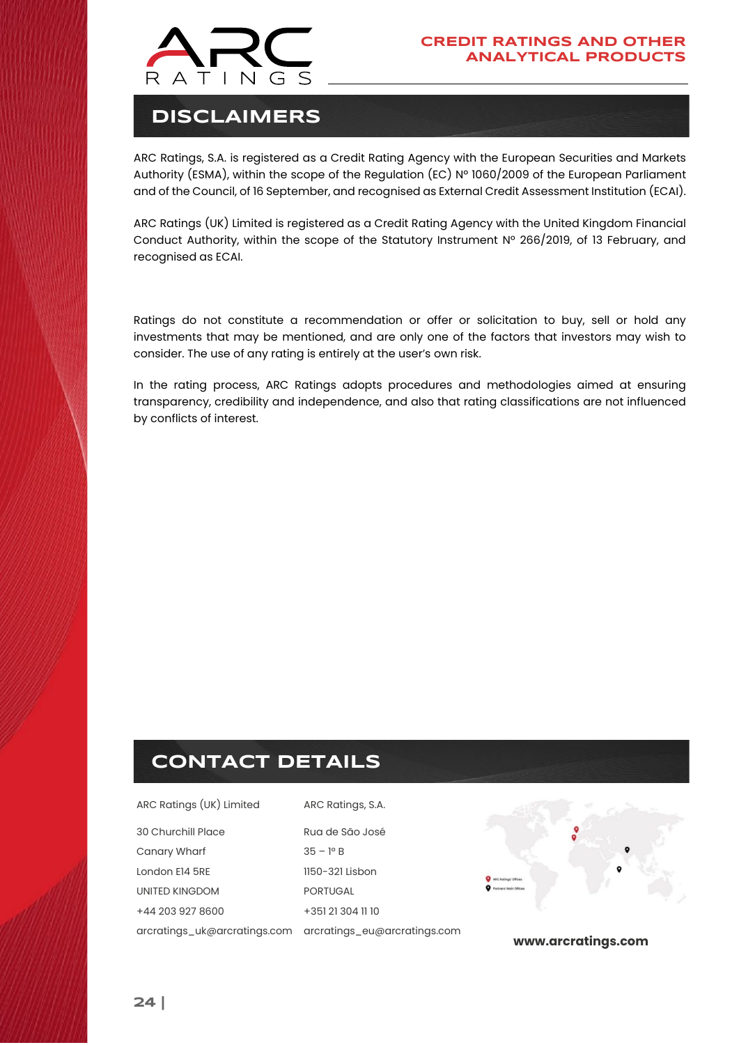## DISCLAIMERS

ARC Ratings, S.A. is registered as a Credit Rating Agency with the European Securities and Markets Authority (ESMA), within the scope of the Regulation (EC) Nº 1060/2009 of the European Parliament and of the Council, of 16 September, and recognised as External Credit Assessment Institution (ECAI).

ARC Ratings (UK) Limited is registered as a Credit Rating Agency with the United Kingdom Financial Conduct Authority, within the scope of the Statutory Instrument Nº 266/2019, of 13 February, and recognised as ECAI.

Ratings do not constitute a recommendation or offer or solicitation to buy, sell or hold any investments that may be mentioned, and are only one of the factors that investors may wish to consider. The use of any rating is entirely at the user's own risk.

In the rating process, ARC Ratings adopts procedures and methodologies aimed at ensuring transparency, credibility and independence, and also that rating classifications are not influenced by conflicts of interest.

## CONTACT DETAILS

ARC Ratings (UK) Limited

30 Churchill Place
Canary Wharf
London E14 5RE
UNITED KINGDOM
+44 203 927 8600
arcratings_uk@arcratings.com

ARC Ratings, S.A.

Rua de São José
35 – 1º B
1150-321 Lisbon
PORTUGAL
+351 21 304 11 10
arcratings_eu@arcratings.com

**www.arcratings.com**